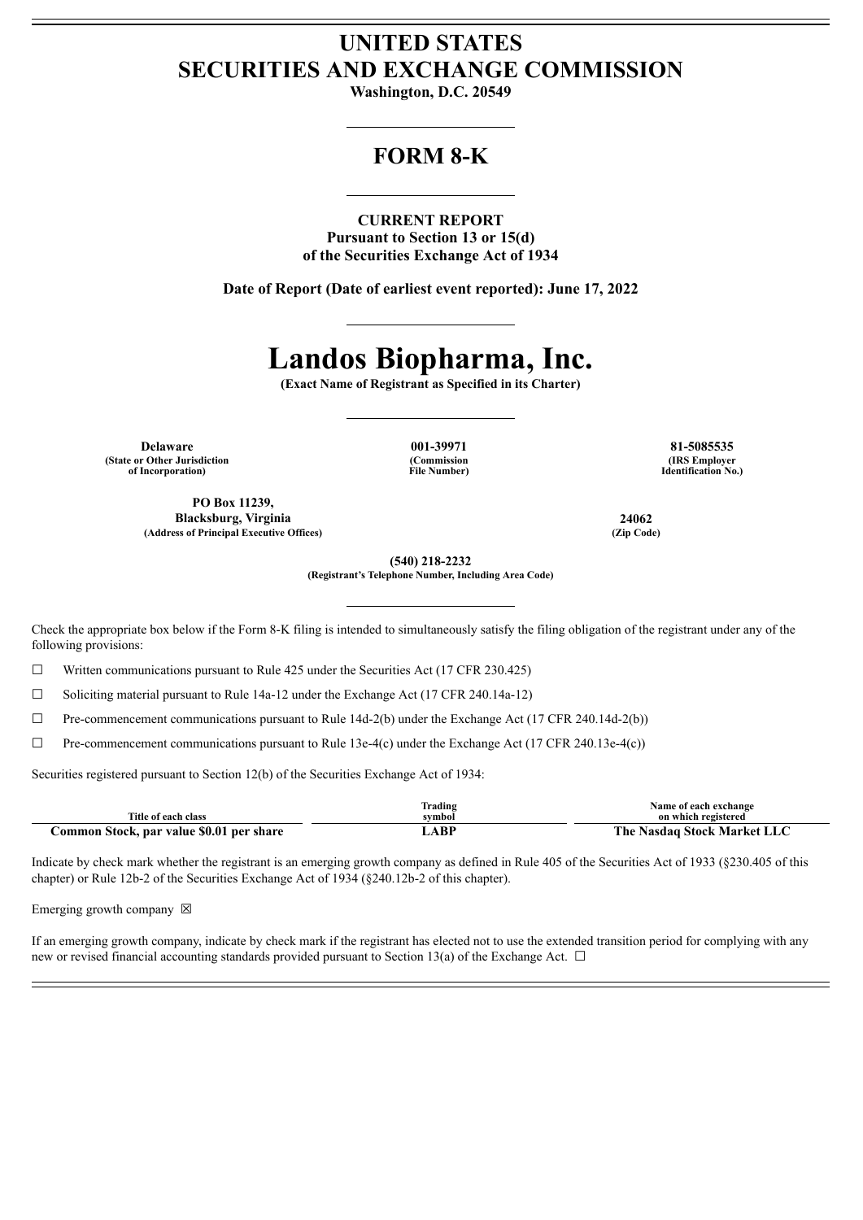# UNITED STATES
# SECURITIES AND EXCHANGE COMMISSION

**Washington, D.C. 20549**

## FORM 8-K

**CURRENT REPORT**
**Pursuant to Section 13 or 15(d)**
**of the Securities Exchange Act of 1934**

**Date of Report (Date of earliest event reported): June 17, 2022**

# Landos Biopharma, Inc.

**(Exact Name of Registrant as Specified in its Charter)**

| Delaware | 001-39971 | 81-5085535 |
|---|---|---|
| (State or Other Jurisdiction of Incorporation) | (Commission File Number) | (IRS Employer Identification No.) |

| PO Box 11239, Blacksburg, Virginia | 24062 |
|---|---|
| (Address of Principal Executive Offices) | (Zip Code) |

**(540) 218-2232**
**(Registrant's Telephone Number, Including Area Code)**

Check the appropriate box below if the Form 8-K filing is intended to simultaneously satisfy the filing obligation of the registrant under any of the following provisions:

☐ Written communications pursuant to Rule 425 under the Securities Act (17 CFR 230.425)

☐ Soliciting material pursuant to Rule 14a-12 under the Exchange Act (17 CFR 240.14a-12)

☐ Pre-commencement communications pursuant to Rule 14d-2(b) under the Exchange Act (17 CFR 240.14d-2(b))

☐ Pre-commencement communications pursuant to Rule 13e-4(c) under the Exchange Act (17 CFR 240.13e-4(c))

Securities registered pursuant to Section 12(b) of the Securities Exchange Act of 1934:

| Title of each class | Trading symbol | Name of each exchange on which registered |
|---|---|---|
| Common Stock, par value $0.01 per share | LABP | The Nasdaq Stock Market LLC |

Indicate by check mark whether the registrant is an emerging growth company as defined in Rule 405 of the Securities Act of 1933 (§230.405 of this chapter) or Rule 12b-2 of the Securities Exchange Act of 1934 (§240.12b-2 of this chapter).

Emerging growth company ☒

If an emerging growth company, indicate by check mark if the registrant has elected not to use the extended transition period for complying with any new or revised financial accounting standards provided pursuant to Section 13(a) of the Exchange Act. ☐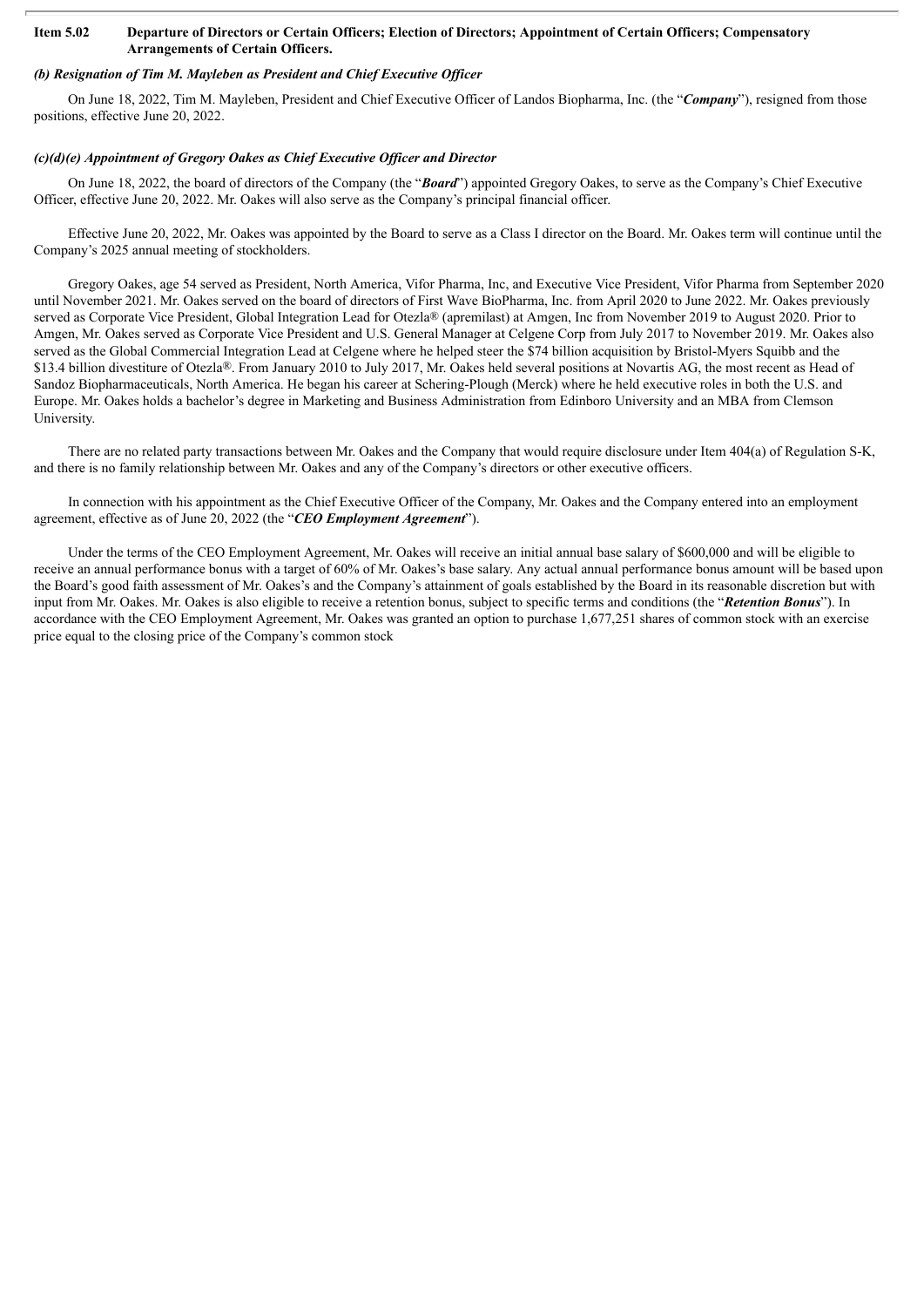**Item 5.02 Departure of Directors or Certain Officers; Election of Directors; Appointment of Certain Officers; Compensatory Arrangements of Certain Officers.**

***(b) Resignation of Tim M. Mayleben as President and Chief Executive Officer***

On June 18, 2022, Tim M. Mayleben, President and Chief Executive Officer of Landos Biopharma, Inc. (the "***Company***"), resigned from those positions, effective June 20, 2022.

***(c)(d)(e) Appointment of Gregory Oakes as Chief Executive Officer and Director***

On June 18, 2022, the board of directors of the Company (the "***Board***") appointed Gregory Oakes, to serve as the Company's Chief Executive Officer, effective June 20, 2022. Mr. Oakes will also serve as the Company's principal financial officer.

Effective June 20, 2022, Mr. Oakes was appointed by the Board to serve as a Class I director on the Board. Mr. Oakes term will continue until the Company's 2025 annual meeting of stockholders.

Gregory Oakes, age 54 served as President, North America, Vifor Pharma, Inc, and Executive Vice President, Vifor Pharma from September 2020 until November 2021. Mr. Oakes served on the board of directors of First Wave BioPharma, Inc. from April 2020 to June 2022. Mr. Oakes previously served as Corporate Vice President, Global Integration Lead for Otezla® (apremilast) at Amgen, Inc from November 2019 to August 2020. Prior to Amgen, Mr. Oakes served as Corporate Vice President and U.S. General Manager at Celgene Corp from July 2017 to November 2019. Mr. Oakes also served as the Global Commercial Integration Lead at Celgene where he helped steer the $74 billion acquisition by Bristol-Myers Squibb and the $13.4 billion divestiture of Otezla®. From January 2010 to July 2017, Mr. Oakes held several positions at Novartis AG, the most recent as Head of Sandoz Biopharmaceuticals, North America. He began his career at Schering-Plough (Merck) where he held executive roles in both the U.S. and Europe. Mr. Oakes holds a bachelor's degree in Marketing and Business Administration from Edinboro University and an MBA from Clemson University.

There are no related party transactions between Mr. Oakes and the Company that would require disclosure under Item 404(a) of Regulation S-K, and there is no family relationship between Mr. Oakes and any of the Company's directors or other executive officers.

In connection with his appointment as the Chief Executive Officer of the Company, Mr. Oakes and the Company entered into an employment agreement, effective as of June 20, 2022 (the "***CEO Employment Agreement***").

Under the terms of the CEO Employment Agreement, Mr. Oakes will receive an initial annual base salary of $600,000 and will be eligible to receive an annual performance bonus with a target of 60% of Mr. Oakes's base salary. Any actual annual performance bonus amount will be based upon the Board's good faith assessment of Mr. Oakes's and the Company's attainment of goals established by the Board in its reasonable discretion but with input from Mr. Oakes. Mr. Oakes is also eligible to receive a retention bonus, subject to specific terms and conditions (the "***Retention Bonus***"). In accordance with the CEO Employment Agreement, Mr. Oakes was granted an option to purchase 1,677,251 shares of common stock with an exercise price equal to the closing price of the Company's common stock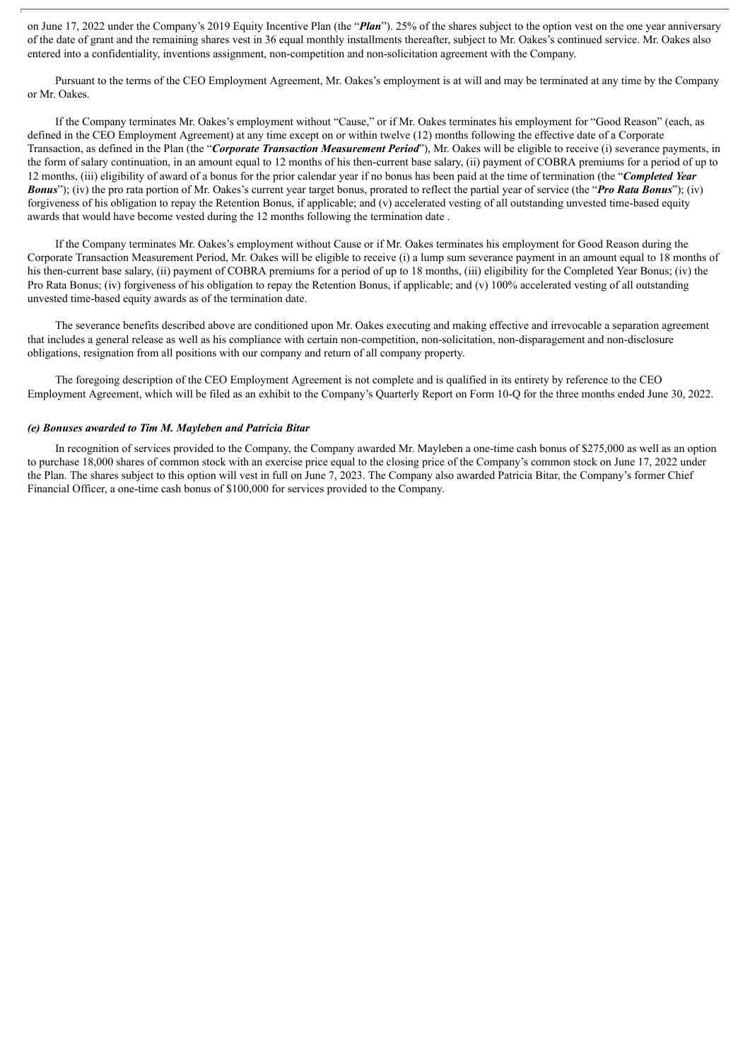on June 17, 2022 under the Company's 2019 Equity Incentive Plan (the "***Plan***"). 25% of the shares subject to the option vest on the one year anniversary of the date of grant and the remaining shares vest in 36 equal monthly installments thereafter, subject to Mr. Oakes's continued service. Mr. Oakes also entered into a confidentiality, inventions assignment, non-competition and non-solicitation agreement with the Company.

Pursuant to the terms of the CEO Employment Agreement, Mr. Oakes's employment is at will and may be terminated at any time by the Company or Mr. Oakes.

If the Company terminates Mr. Oakes's employment without "Cause," or if Mr. Oakes terminates his employment for "Good Reason" (each, as defined in the CEO Employment Agreement) at any time except on or within twelve (12) months following the effective date of a Corporate Transaction, as defined in the Plan (the "***Corporate Transaction Measurement Period***"), Mr. Oakes will be eligible to receive (i) severance payments, in the form of salary continuation, in an amount equal to 12 months of his then-current base salary, (ii) payment of COBRA premiums for a period of up to 12 months, (iii) eligibility of award of a bonus for the prior calendar year if no bonus has been paid at the time of termination (the "***Completed Year Bonus***"); (iv) the pro rata portion of Mr. Oakes's current year target bonus, prorated to reflect the partial year of service (the "***Pro Rata Bonus***"); (iv) forgiveness of his obligation to repay the Retention Bonus, if applicable; and (v) accelerated vesting of all outstanding unvested time-based equity awards that would have become vested during the 12 months following the termination date .

If the Company terminates Mr. Oakes's employment without Cause or if Mr. Oakes terminates his employment for Good Reason during the Corporate Transaction Measurement Period, Mr. Oakes will be eligible to receive (i) a lump sum severance payment in an amount equal to 18 months of his then-current base salary, (ii) payment of COBRA premiums for a period of up to 18 months, (iii) eligibility for the Completed Year Bonus; (iv) the Pro Rata Bonus; (iv) forgiveness of his obligation to repay the Retention Bonus, if applicable; and (v) 100% accelerated vesting of all outstanding unvested time-based equity awards as of the termination date.

The severance benefits described above are conditioned upon Mr. Oakes executing and making effective and irrevocable a separation agreement that includes a general release as well as his compliance with certain non-competition, non-solicitation, non-disparagement and non-disclosure obligations, resignation from all positions with our company and return of all company property.

The foregoing description of the CEO Employment Agreement is not complete and is qualified in its entirety by reference to the CEO Employment Agreement, which will be filed as an exhibit to the Company's Quarterly Report on Form 10-Q for the three months ended June 30, 2022.

***(e) Bonuses awarded to Tim M. Mayleben and Patricia Bitar***

In recognition of services provided to the Company, the Company awarded Mr. Mayleben a one-time cash bonus of $275,000 as well as an option to purchase 18,000 shares of common stock with an exercise price equal to the closing price of the Company's common stock on June 17, 2022 under the Plan. The shares subject to this option will vest in full on June 7, 2023. The Company also awarded Patricia Bitar, the Company's former Chief Financial Officer, a one-time cash bonus of $100,000 for services provided to the Company.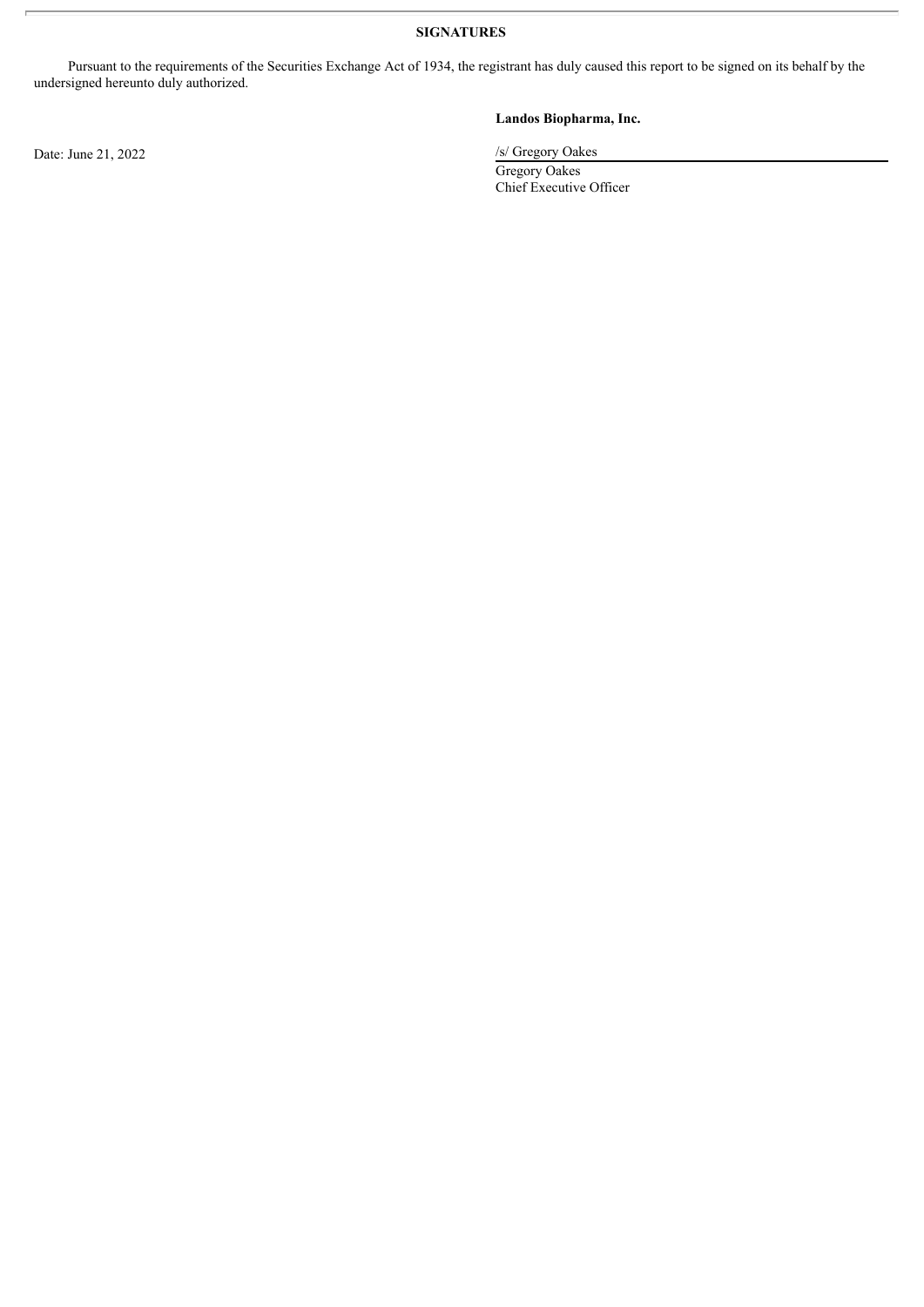**SIGNATURES**

Pursuant to the requirements of the Securities Exchange Act of 1934, the registrant has duly caused this report to be signed on its behalf by the undersigned hereunto duly authorized.

**Landos Biopharma, Inc.**

Date: June 21, 2022

/s/ Gregory Oakes

Gregory Oakes
Chief Executive Officer